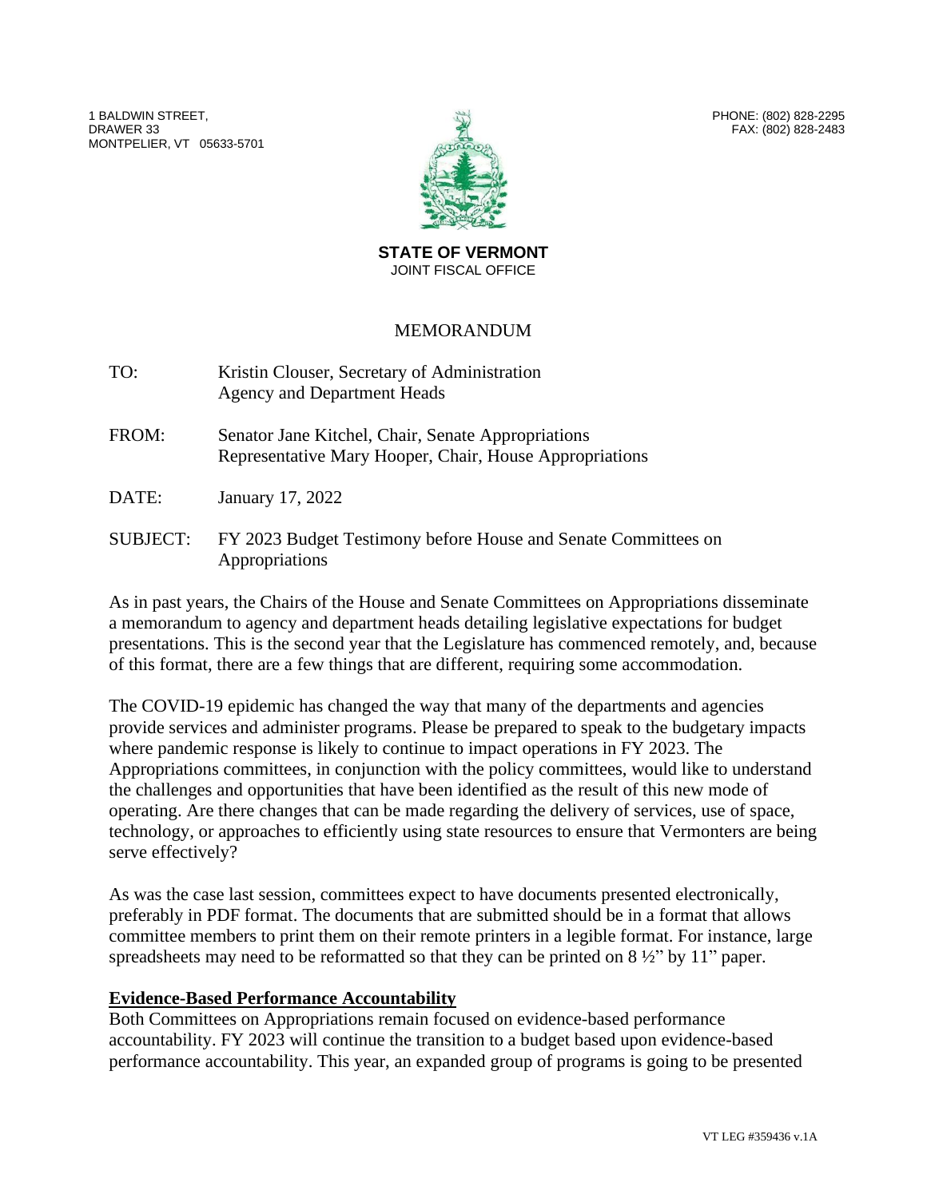1 BALDWIN STREET,
DRAWER 33
MONTPELIER, VT 05633-5701

PHONE: (802) 828-2295
FAX: (802) 828-2483

**STATE OF VERMONT**
JOINT FISCAL OFFICE

# MEMORANDUM

TO: Kristin Clouser, Secretary of Administration
Agency and Department Heads

FROM: Senator Jane Kitchel, Chair, Senate Appropriations
Representative Mary Hooper, Chair, House Appropriations

DATE: January 17, 2022

SUBJECT: FY 2023 Budget Testimony before House and Senate Committees on Appropriations

As in past years, the Chairs of the House and Senate Committees on Appropriations disseminate a memorandum to agency and department heads detailing legislative expectations for budget presentations. This is the second year that the Legislature has commenced remotely, and, because of this format, there are a few things that are different, requiring some accommodation.

The COVID-19 epidemic has changed the way that many of the departments and agencies provide services and administer programs. Please be prepared to speak to the budgetary impacts where pandemic response is likely to continue to impact operations in FY 2023. The Appropriations committees, in conjunction with the policy committees, would like to understand the challenges and opportunities that have been identified as the result of this new mode of operating. Are there changes that can be made regarding the delivery of services, use of space, technology, or approaches to efficiently using state resources to ensure that Vermonters are being serve effectively?

As was the case last session, committees expect to have documents presented electronically, preferably in PDF format. The documents that are submitted should be in a format that allows committee members to print them on their remote printers in a legible format. For instance, large spreadsheets may need to be reformatted so that they can be printed on 8 ½" by 11" paper.

## Evidence-Based Performance Accountability

Both Committees on Appropriations remain focused on evidence-based performance accountability. FY 2023 will continue the transition to a budget based upon evidence-based performance accountability. This year, an expanded group of programs is going to be presented

VT LEG #359436 v.1A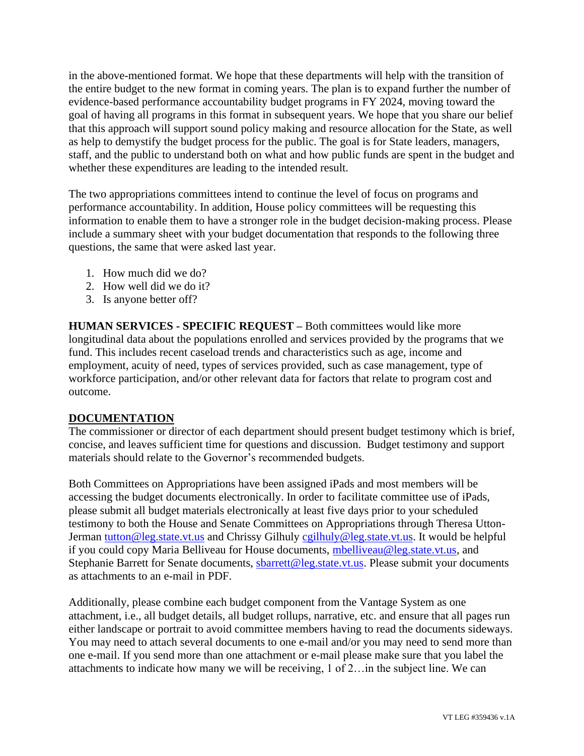in the above-mentioned format. We hope that these departments will help with the transition of the entire budget to the new format in coming years. The plan is to expand further the number of evidence-based performance accountability budget programs in FY 2024, moving toward the goal of having all programs in this format in subsequent years. We hope that you share our belief that this approach will support sound policy making and resource allocation for the State, as well as help to demystify the budget process for the public. The goal is for State leaders, managers, staff, and the public to understand both on what and how public funds are spent in the budget and whether these expenditures are leading to the intended result.

The two appropriations committees intend to continue the level of focus on programs and performance accountability. In addition, House policy committees will be requesting this information to enable them to have a stronger role in the budget decision-making process. Please include a summary sheet with your budget documentation that responds to the following three questions, the same that were asked last year.

1. How much did we do?
2. How well did we do it?
3. Is anyone better off?

**HUMAN SERVICES - SPECIFIC REQUEST –** Both committees would like more longitudinal data about the populations enrolled and services provided by the programs that we fund. This includes recent caseload trends and characteristics such as age, income and employment, acuity of need, types of services provided, such as case management, type of workforce participation, and/or other relevant data for factors that relate to program cost and outcome.

**DOCUMENTATION**

The commissioner or director of each department should present budget testimony which is brief, concise, and leaves sufficient time for questions and discussion. Budget testimony and support materials should relate to the Governor's recommended budgets.

Both Committees on Appropriations have been assigned iPads and most members will be accessing the budget documents electronically. In order to facilitate committee use of iPads, please submit all budget materials electronically at least five days prior to your scheduled testimony to both the House and Senate Committees on Appropriations through Theresa Utton-Jerman tutton@leg.state.vt.us and Chrissy Gilhuly cgilhuly@leg.state.vt.us. It would be helpful if you could copy Maria Belliveau for House documents, mbelliveau@leg.state.vt.us, and Stephanie Barrett for Senate documents, sbarrett@leg.state.vt.us. Please submit your documents as attachments to an e-mail in PDF.

Additionally, please combine each budget component from the Vantage System as one attachment, i.e., all budget details, all budget rollups, narrative, etc. and ensure that all pages run either landscape or portrait to avoid committee members having to read the documents sideways. You may need to attach several documents to one e-mail and/or you may need to send more than one e-mail. If you send more than one attachment or e-mail please make sure that you label the attachments to indicate how many we will be receiving, 1 of 2…in the subject line. We can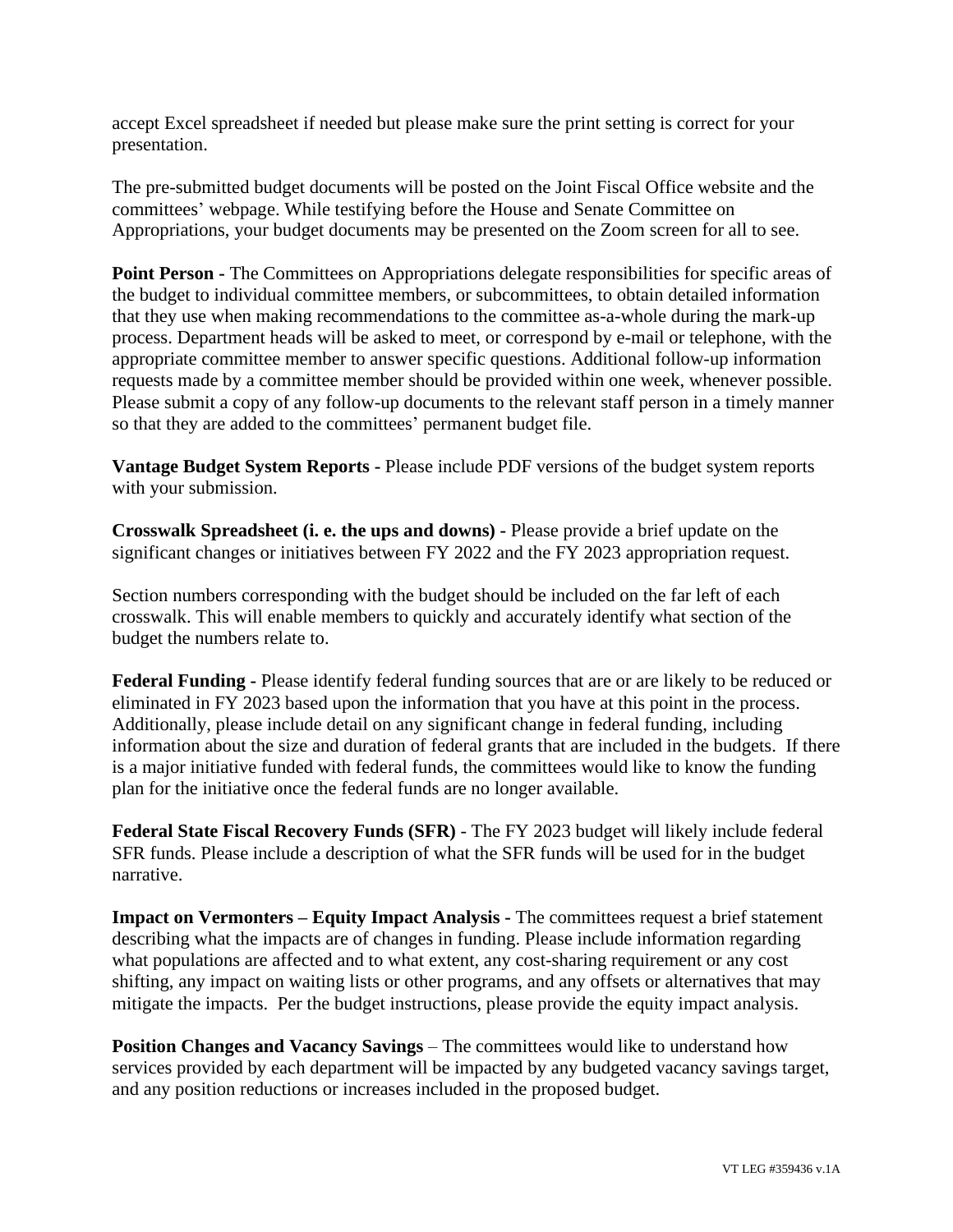accept Excel spreadsheet if needed but please make sure the print setting is correct for your presentation.

The pre-submitted budget documents will be posted on the Joint Fiscal Office website and the committees' webpage. While testifying before the House and Senate Committee on Appropriations, your budget documents may be presented on the Zoom screen for all to see.

**Point Person -** The Committees on Appropriations delegate responsibilities for specific areas of the budget to individual committee members, or subcommittees, to obtain detailed information that they use when making recommendations to the committee as-a-whole during the mark-up process. Department heads will be asked to meet, or correspond by e-mail or telephone, with the appropriate committee member to answer specific questions. Additional follow-up information requests made by a committee member should be provided within one week, whenever possible. Please submit a copy of any follow-up documents to the relevant staff person in a timely manner so that they are added to the committees' permanent budget file.

**Vantage Budget System Reports -** Please include PDF versions of the budget system reports with your submission.

**Crosswalk Spreadsheet (i. e. the ups and downs) -** Please provide a brief update on the significant changes or initiatives between FY 2022 and the FY 2023 appropriation request.

Section numbers corresponding with the budget should be included on the far left of each crosswalk. This will enable members to quickly and accurately identify what section of the budget the numbers relate to.

**Federal Funding -** Please identify federal funding sources that are or are likely to be reduced or eliminated in FY 2023 based upon the information that you have at this point in the process. Additionally, please include detail on any significant change in federal funding, including information about the size and duration of federal grants that are included in the budgets. If there is a major initiative funded with federal funds, the committees would like to know the funding plan for the initiative once the federal funds are no longer available.

**Federal State Fiscal Recovery Funds (SFR)** - The FY 2023 budget will likely include federal SFR funds. Please include a description of what the SFR funds will be used for in the budget narrative.

**Impact on Vermonters – Equity Impact Analysis -** The committees request a brief statement describing what the impacts are of changes in funding. Please include information regarding what populations are affected and to what extent, any cost-sharing requirement or any cost shifting, any impact on waiting lists or other programs, and any offsets or alternatives that may mitigate the impacts. Per the budget instructions, please provide the equity impact analysis.

**Position Changes and Vacancy Savings** – The committees would like to understand how services provided by each department will be impacted by any budgeted vacancy savings target, and any position reductions or increases included in the proposed budget.

VT LEG #359436 v.1A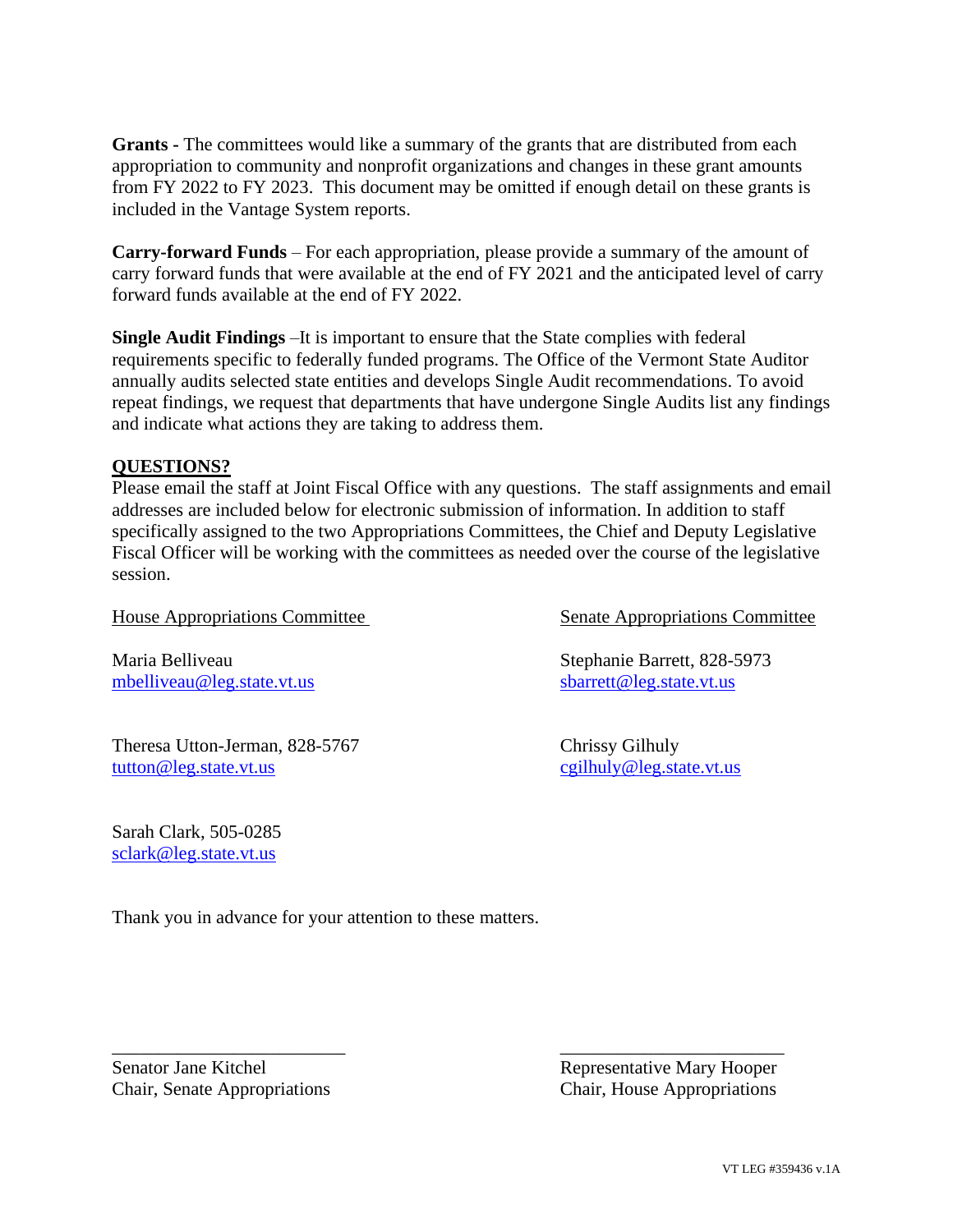**Grants -** The committees would like a summary of the grants that are distributed from each appropriation to community and nonprofit organizations and changes in these grant amounts from FY 2022 to FY 2023. This document may be omitted if enough detail on these grants is included in the Vantage System reports.

**Carry-forward Funds** – For each appropriation, please provide a summary of the amount of carry forward funds that were available at the end of FY 2021 and the anticipated level of carry forward funds available at the end of FY 2022.

**Single Audit Findings** –It is important to ensure that the State complies with federal requirements specific to federally funded programs. The Office of the Vermont State Auditor annually audits selected state entities and develops Single Audit recommendations. To avoid repeat findings, we request that departments that have undergone Single Audits list any findings and indicate what actions they are taking to address them.

**QUESTIONS?**

Please email the staff at Joint Fiscal Office with any questions. The staff assignments and email addresses are included below for electronic submission of information. In addition to staff specifically assigned to the two Appropriations Committees, the Chief and Deputy Legislative Fiscal Officer will be working with the committees as needed over the course of the legislative session.

House Appropriations Committee

Maria Belliveau
mbelliveau@leg.state.vt.us

Theresa Utton-Jerman, 828-5767
tutton@leg.state.vt.us

Sarah Clark, 505-0285
sclark@leg.state.vt.us

Senate Appropriations Committee

Stephanie Barrett, 828-5973
sbarrett@leg.state.vt.us

Chrissy Gilhuly
cgilhuly@leg.state.vt.us

Thank you in advance for your attention to these matters.

\_\_\_\_\_\_\_\_\_\_\_\_\_\_\_\_\_\_\_\_\_\_\_\_\_
Senator Jane Kitchel
Chair, Senate Appropriations

\_\_\_\_\_\_\_\_\_\_\_\_\_\_\_\_\_\_\_\_\_\_\_\_\_
Representative Mary Hooper
Chair, House Appropriations

VT LEG #359436 v.1A